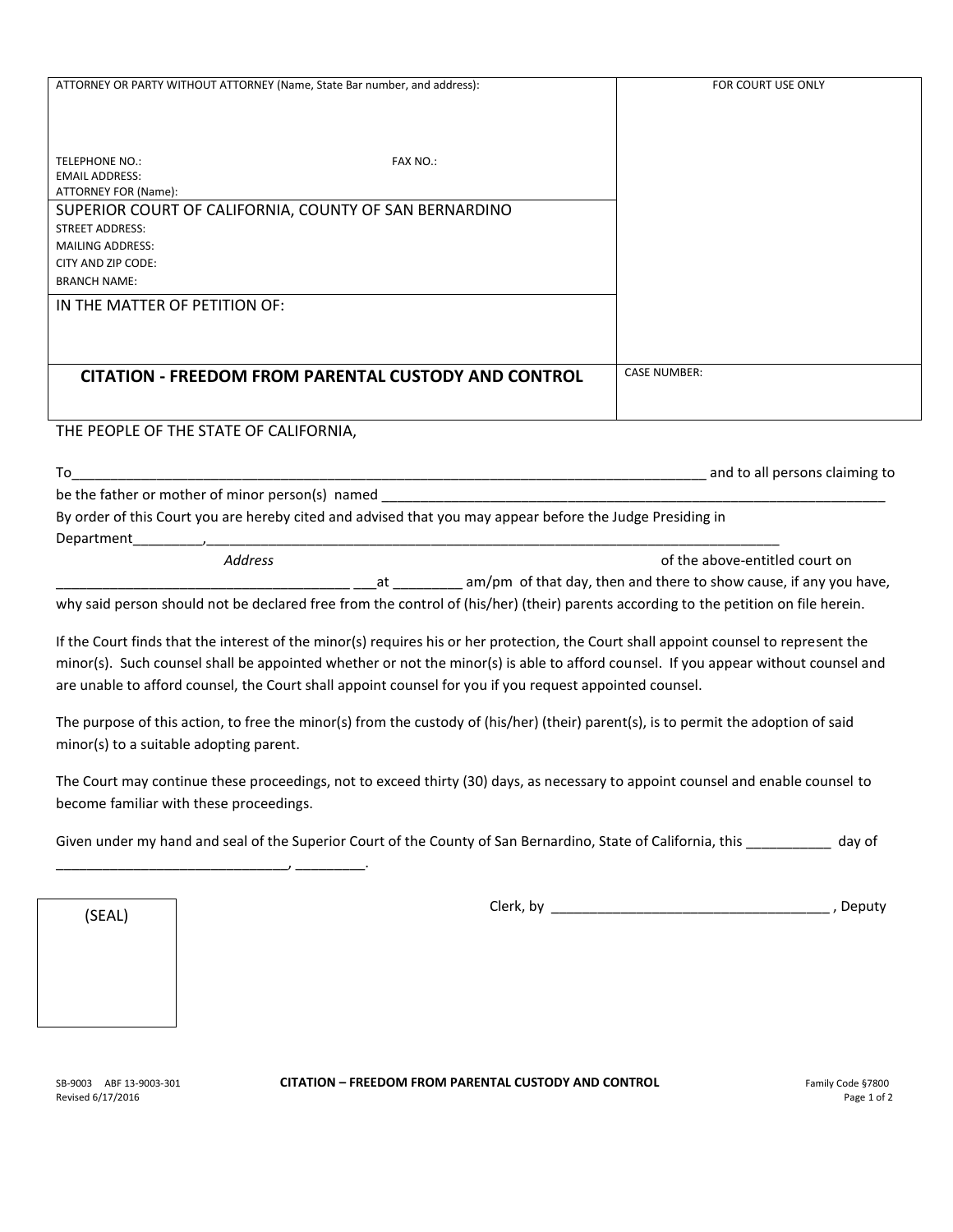| ATTORNEY OR PARTY WITHOUT ATTORNEY (Name, State Bar number, and address): | FOR COURT USE ONLY |
|---|---|
| TELEPHONE NO.: FAX NO.:<br>EMAIL ADDRESS:<br>ATTORNEY FOR (Name): | |
| SUPERIOR COURT OF CALIFORNIA, COUNTY OF SAN BERNARDINO<br>STREET ADDRESS:<br>MAILING ADDRESS:<br>CITY AND ZIP CODE:<br>BRANCH NAME: | |
| IN THE MATTER OF PETITION OF: | |
| **CITATION - FREEDOM FROM PARENTAL CUSTODY AND CONTROL** | CASE NUMBER: |

THE PEOPLE OF THE STATE OF CALIFORNIA,

To_______________________________________________________________________________ and to all persons claiming to be the father or mother of minor person(s) named _______________________________________________________________

By order of this Court you are hereby cited and advised that you may appear before the Judge Presiding in Department_________,___________________________________________________________________________

*Address* of the above-entitled court on

______________________________________ ___at _________ am/pm of that day, then and there to show cause, if any you have, why said person should not be declared free from the control of (his/her) (their) parents according to the petition on file herein.

If the Court finds that the interest of the minor(s) requires his or her protection, the Court shall appoint counsel to represent the minor(s). Such counsel shall be appointed whether or not the minor(s) is able to afford counsel. If you appear without counsel and are unable to afford counsel, the Court shall appoint counsel for you if you request appointed counsel.

The purpose of this action, to free the minor(s) from the custody of (his/her) (their) parent(s), is to permit the adoption of said minor(s) to a suitable adopting parent.

The Court may continue these proceedings, not to exceed thirty (30) days, as necessary to appoint counsel and enable counsel to become familiar with these proceedings.

Given under my hand and seal of the Superior Court of the County of San Bernardino, State of California, this ___________ day of ______________________________, _________.

(SEAL)

Clerk, by ____________________________________ , Deputy

SB-9003 ABF 13-9003-301
Revised 6/17/2016

**CITATION – FREEDOM FROM PARENTAL CUSTODY AND CONTROL**

Family Code §7800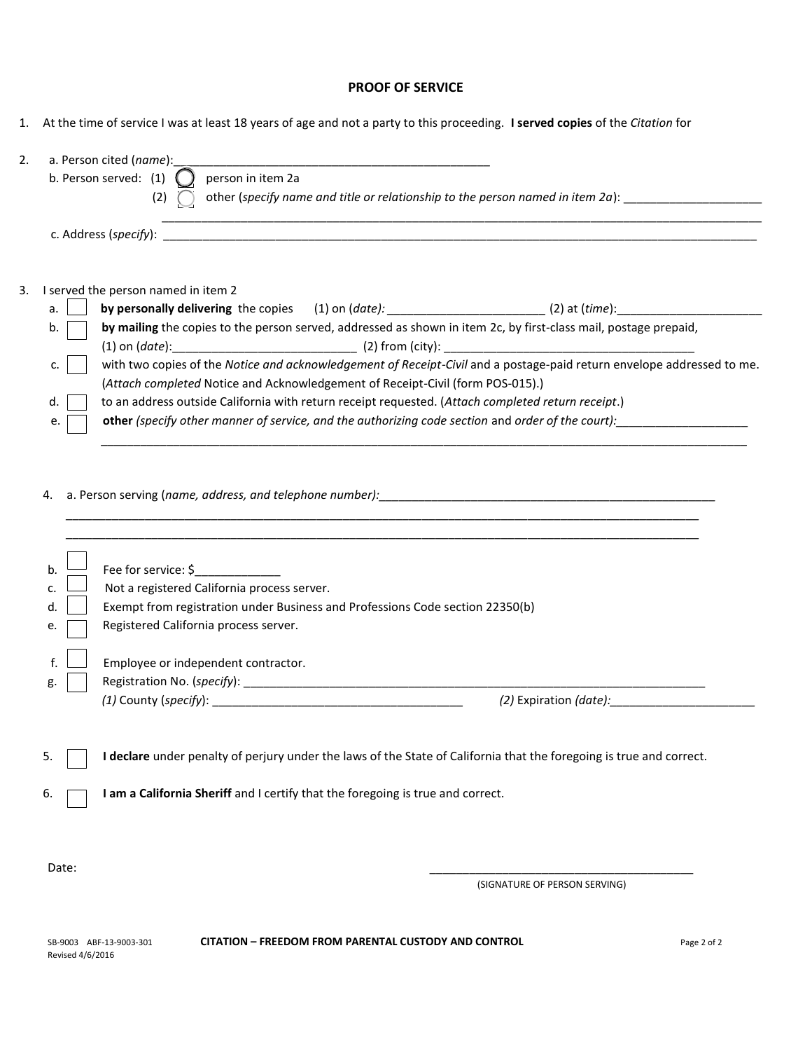## PROOF OF SERVICE

1. At the time of service I was at least 18 years of age and not a party to this proceeding. **I served copies** of the *Citation* for

2. a. Person cited (*name*):_______________________________________________
   b. Person served: (1) ○ person in item 2a
   (2) ○ other (*specify name and title or relationship to the person named in item 2a*): ____________________
   ________________________________________________________________________________________________
   c. Address (*specify*): ______________________________________________________________________________

3. I served the person named in item 2
   a. ☐ **by personally delivering** the copies (1) on (*date):* _______________________ (2) at (*time*):_____________________
   b. ☐ **by mailing** the copies to the person served, addressed as shown in item 2c, by first-class mail, postage prepaid, (1) on (*date*):___________________________ (2) from (city): ______________________________________
   c. ☐ with two copies of the *Notice and acknowledgement of Receipt-Civil* and a postage-paid return envelope addressed to me. (*Attach completed* Notice and Acknowledgement of Receipt-Civil (form POS-015).)
   d. ☐ to an address outside California with return receipt requested. (*Attach completed return receipt*.)
   e. ☐ **other** *(specify other manner of service, and the authorizing code section* and *order of the court):*___________________
   ___________________________________________________________________________________________________

4. a. Person serving (*name, address, and telephone number):*____________________________________________________
   ___________________________________________________________________________________________________
   ___________________________________________________________________________________________________

   b. ☐ Fee for service: $_____________
   c. ☐ Not a registered California process server.
   d. ☐ Exempt from registration under Business and Professions Code section 22350(b)
   e. ☐ Registered California process server.

   f. ☐ Employee or independent contractor.
   g. ☐ Registration No. (*specify*): __________________________________________________________________
   *(1)* County (*specify*): _____________________________________ *(2)* Expiration *(date):*______________________

5. ☐ **I declare** under penalty of perjury under the laws of the State of California that the foregoing is true and correct.

6. ☐ **I am a California Sheriff** and I certify that the foregoing is true and correct.

Date: ________________________________________
(SIGNATURE OF PERSON SERVING)

SB-9003 ABF-13-9003-301
Revised 4/6/2016

**CITATION – FREEDOM FROM PARENTAL CUSTODY AND CONTROL**